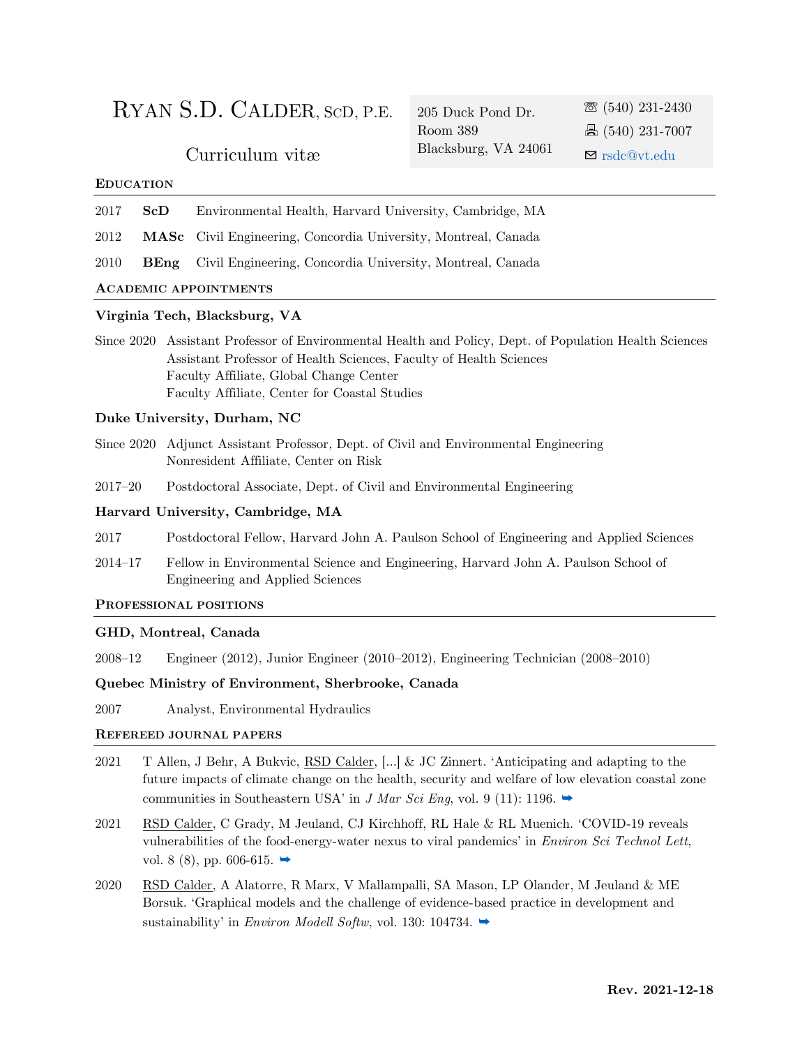# Ryan S.D. Calder, ScD, P.E.

Curriculum vitæ

205 Duck Pond Dr.
Room 389
Blacksburg, VA 24061

☏ (540) 231-2430
🖷 (540) 231-7007
✉ rsdc@vt.edu

## Education

2017 **ScD** Environmental Health, Harvard University, Cambridge, MA

2012 **MASc** Civil Engineering, Concordia University, Montreal, Canada

2010 **BEng** Civil Engineering, Concordia University, Montreal, Canada

## Academic appointments

### Virginia Tech, Blacksburg, VA

Since 2020 Assistant Professor of Environmental Health and Policy, Dept. of Population Health Sciences
Assistant Professor of Health Sciences, Faculty of Health Sciences
Faculty Affiliate, Global Change Center
Faculty Affiliate, Center for Coastal Studies

### Duke University, Durham, NC

Since 2020 Adjunct Assistant Professor, Dept. of Civil and Environmental Engineering
Nonresident Affiliate, Center on Risk

2017–20 Postdoctoral Associate, Dept. of Civil and Environmental Engineering

### Harvard University, Cambridge, MA

2017 Postdoctoral Fellow, Harvard John A. Paulson School of Engineering and Applied Sciences

2014–17 Fellow in Environmental Science and Engineering, Harvard John A. Paulson School of Engineering and Applied Sciences

## Professional positions

### GHD, Montreal, Canada

2008–12 Engineer (2012), Junior Engineer (2010–2012), Engineering Technician (2008–2010)

### Quebec Ministry of Environment, Sherbrooke, Canada

2007 Analyst, Environmental Hydraulics

## Refereed journal papers

2021 T Allen, J Behr, A Bukvic, RSD Calder, [...] & JC Zinnert. 'Anticipating and adapting to the future impacts of climate change on the health, security and welfare of low elevation coastal zone communities in Southeastern USA' in *J Mar Sci Eng*, vol. 9 (11): 1196. ➡

2021 RSD Calder, C Grady, M Jeuland, CJ Kirchhoff, RL Hale & RL Muenich. 'COVID-19 reveals vulnerabilities of the food-energy-water nexus to viral pandemics' in *Environ Sci Technol Lett*, vol. 8 (8), pp. 606-615. ➡

2020 RSD Calder, A Alatorre, R Marx, V Mallampalli, SA Mason, LP Olander, M Jeuland & ME Borsuk. 'Graphical models and the challenge of evidence-based practice in development and sustainability' in *Environ Modell Softw*, vol. 130: 104734. ➡

**Rev. 2021-12-18**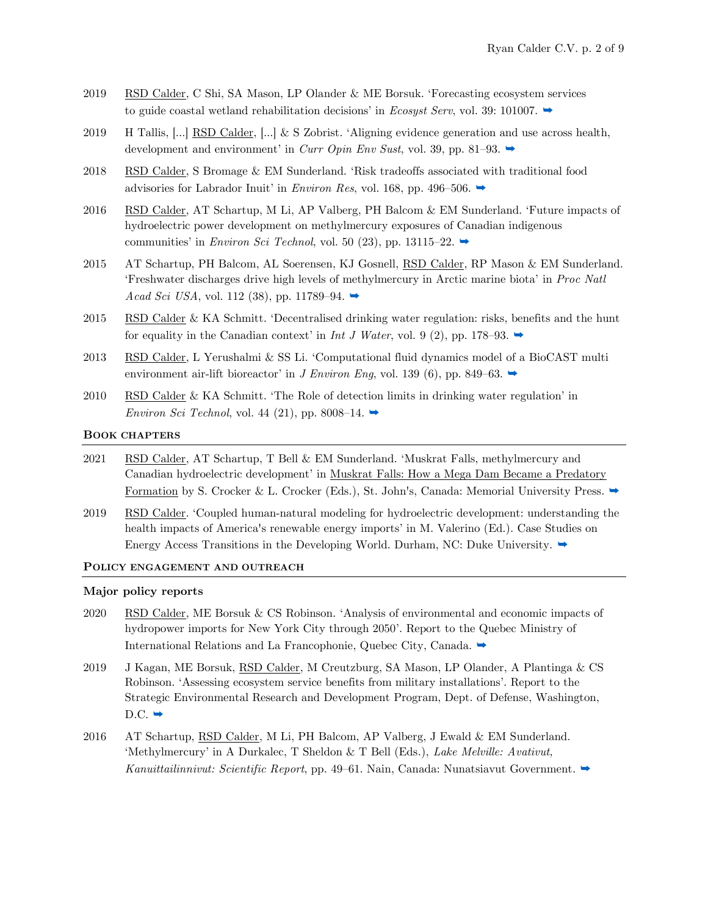2019 RSD Calder, C Shi, SA Mason, LP Olander & ME Borsuk. 'Forecasting ecosystem services to guide coastal wetland rehabilitation decisions' in *Ecosyst Serv*, vol. 39: 101007. ➡

2019 H Tallis, [...] RSD Calder, [...] & S Zobrist. 'Aligning evidence generation and use across health, development and environment' in *Curr Opin Env Sust*, vol. 39, pp. 81–93. ➡

2018 RSD Calder, S Bromage & EM Sunderland. 'Risk tradeoffs associated with traditional food advisories for Labrador Inuit' in *Environ Res*, vol. 168, pp. 496–506. ➡

2016 RSD Calder, AT Schartup, M Li, AP Valberg, PH Balcom & EM Sunderland. 'Future impacts of hydroelectric power development on methylmercury exposures of Canadian indigenous communities' in *Environ Sci Technol*, vol. 50 (23), pp. 13115–22. ➡

2015 AT Schartup, PH Balcom, AL Soerensen, KJ Gosnell, RSD Calder, RP Mason & EM Sunderland. 'Freshwater discharges drive high levels of methylmercury in Arctic marine biota' in *Proc Natl Acad Sci USA*, vol. 112 (38), pp. 11789–94. ➡

2015 RSD Calder & KA Schmitt. 'Decentralised drinking water regulation: risks, benefits and the hunt for equality in the Canadian context' in *Int J Water*, vol. 9 (2), pp. 178–93. ➡

2013 RSD Calder, L Yerushalmi & SS Li. 'Computational fluid dynamics model of a BioCAST multi environment air-lift bioreactor' in *J Environ Eng*, vol. 139 (6), pp. 849–63. ➡

2010 RSD Calder & KA Schmitt. 'The Role of detection limits in drinking water regulation' in *Environ Sci Technol*, vol. 44 (21), pp. 8008–14. ➡

## Book chapters

2021 RSD Calder, AT Schartup, T Bell & EM Sunderland. 'Muskrat Falls, methylmercury and Canadian hydroelectric development' in Muskrat Falls: How a Mega Dam Became a Predatory Formation by S. Crocker & L. Crocker (Eds.), St. John's, Canada: Memorial University Press. ➡

2019 RSD Calder. 'Coupled human-natural modeling for hydroelectric development: understanding the health impacts of America's renewable energy imports' in M. Valerino (Ed.). Case Studies on Energy Access Transitions in the Developing World. Durham, NC: Duke University. ➡

## Policy engagement and outreach

### Major policy reports

2020 RSD Calder, ME Borsuk & CS Robinson. 'Analysis of environmental and economic impacts of hydropower imports for New York City through 2050'. Report to the Quebec Ministry of International Relations and La Francophonie, Quebec City, Canada. ➡

2019 J Kagan, ME Borsuk, RSD Calder, M Creutzburg, SA Mason, LP Olander, A Plantinga & CS Robinson. 'Assessing ecosystem service benefits from military installations'. Report to the Strategic Environmental Research and Development Program, Dept. of Defense, Washington, D.C. ➡

2016 AT Schartup, RSD Calder, M Li, PH Balcom, AP Valberg, J Ewald & EM Sunderland. 'Methylmercury' in A Durkalec, T Sheldon & T Bell (Eds.), *Lake Melville: Avativut, Kanuittailinnivut: Scientific Report*, pp. 49–61. Nain, Canada: Nunatsiavut Government. ➡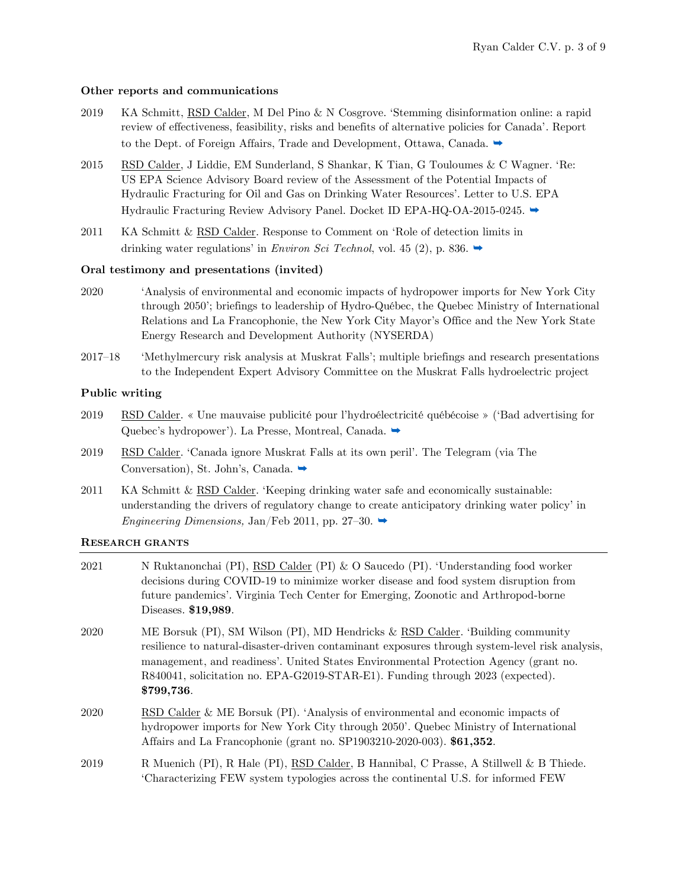### Other reports and communications

2019 KA Schmitt, RSD Calder, M Del Pino & N Cosgrove. 'Stemming disinformation online: a rapid review of effectiveness, feasibility, risks and benefits of alternative policies for Canada'. Report to the Dept. of Foreign Affairs, Trade and Development, Ottawa, Canada. ➡

2015 RSD Calder, J Liddie, EM Sunderland, S Shankar, K Tian, G Touloumes & C Wagner. 'Re: US EPA Science Advisory Board review of the Assessment of the Potential Impacts of Hydraulic Fracturing for Oil and Gas on Drinking Water Resources'. Letter to U.S. EPA Hydraulic Fracturing Review Advisory Panel. Docket ID EPA-HQ-OA-2015-0245. ➡

2011 KA Schmitt & RSD Calder. Response to Comment on 'Role of detection limits in drinking water regulations' in *Environ Sci Technol*, vol. 45 (2), p. 836. ➡

### Oral testimony and presentations (invited)

2020 'Analysis of environmental and economic impacts of hydropower imports for New York City through 2050'; briefings to leadership of Hydro-Québec, the Quebec Ministry of International Relations and La Francophonie, the New York City Mayor's Office and the New York State Energy Research and Development Authority (NYSERDA)

2017–18 'Methylmercury risk analysis at Muskrat Falls'; multiple briefings and research presentations to the Independent Expert Advisory Committee on the Muskrat Falls hydroelectric project

### Public writing

2019 RSD Calder. « Une mauvaise publicité pour l'hydroélectricité québécoise » ('Bad advertising for Quebec's hydropower'). La Presse, Montreal, Canada. ➡

2019 RSD Calder. 'Canada ignore Muskrat Falls at its own peril'. The Telegram (via The Conversation), St. John's, Canada. ➡

2011 KA Schmitt & RSD Calder. 'Keeping drinking water safe and economically sustainable: understanding the drivers of regulatory change to create anticipatory drinking water policy' in *Engineering Dimensions,* Jan/Feb 2011, pp. 27–30. ➡

## Research grants

2021 N Ruktanonchai (PI), RSD Calder (PI) & O Saucedo (PI). 'Understanding food worker decisions during COVID-19 to minimize worker disease and food system disruption from future pandemics'. Virginia Tech Center for Emerging, Zoonotic and Arthropod-borne Diseases. **$19,989**.

2020 ME Borsuk (PI), SM Wilson (PI), MD Hendricks & RSD Calder. 'Building community resilience to natural-disaster-driven contaminant exposures through system-level risk analysis, management, and readiness'. United States Environmental Protection Agency (grant no. R840041, solicitation no. EPA-G2019-STAR-E1). Funding through 2023 (expected). **$799,736**.

2020 RSD Calder & ME Borsuk (PI). 'Analysis of environmental and economic impacts of hydropower imports for New York City through 2050'. Quebec Ministry of International Affairs and La Francophonie (grant no. SP1903210-2020-003). **$61,352**.

2019 R Muenich (PI), R Hale (PI), RSD Calder, B Hannibal, C Prasse, A Stillwell & B Thiede. 'Characterizing FEW system typologies across the continental U.S. for informed FEW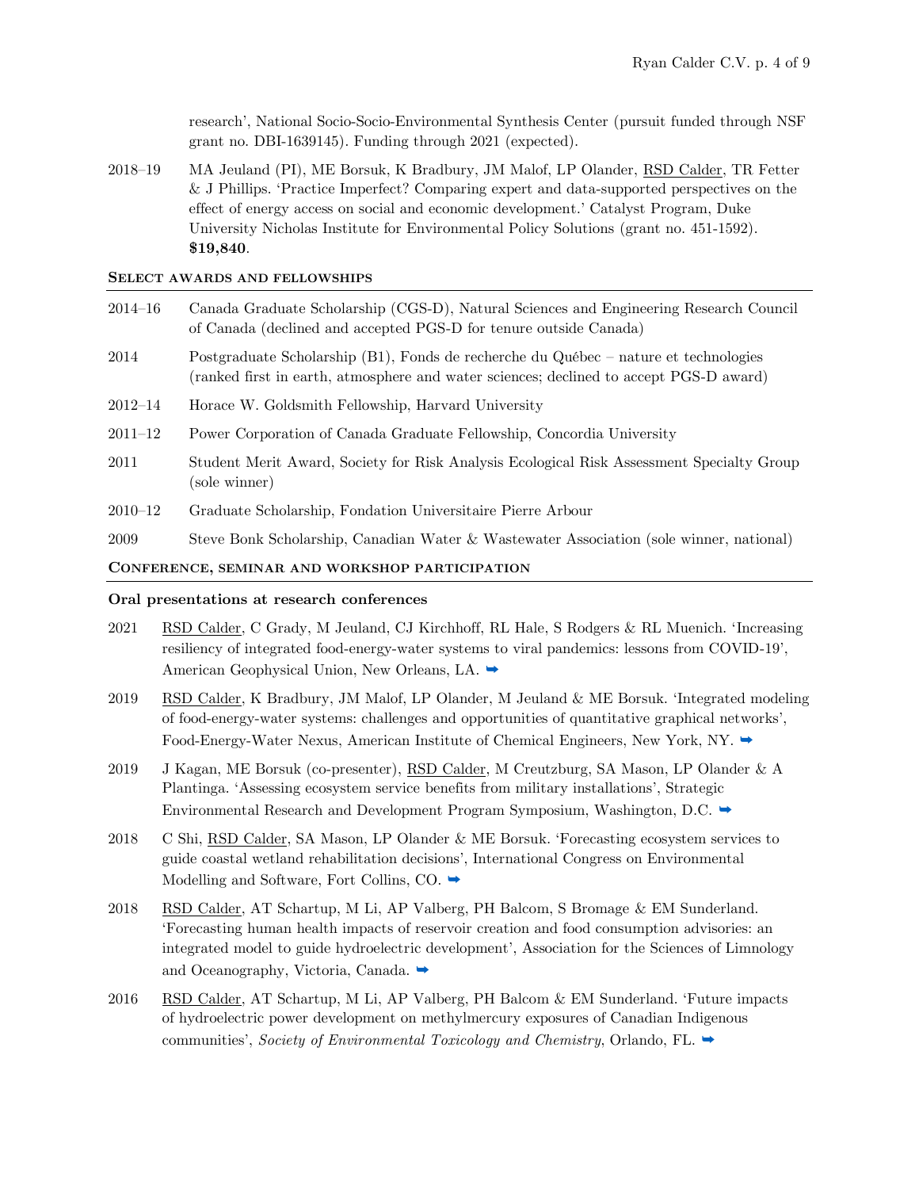research', National Socio-Socio-Environmental Synthesis Center (pursuit funded through NSF grant no. DBI-1639145). Funding through 2021 (expected).

2018–19 MA Jeuland (PI), ME Borsuk, K Bradbury, JM Malof, LP Olander, <u>RSD Calder</u>, TR Fetter & J Phillips. 'Practice Imperfect? Comparing expert and data-supported perspectives on the effect of energy access on social and economic development.' Catalyst Program, Duke University Nicholas Institute for Environmental Policy Solutions (grant no. 451-1592). **$19,840**.

### Select awards and fellowships

2014–16 Canada Graduate Scholarship (CGS-D), Natural Sciences and Engineering Research Council of Canada (declined and accepted PGS-D for tenure outside Canada)

2014 Postgraduate Scholarship (B1), Fonds de recherche du Québec – nature et technologies (ranked first in earth, atmosphere and water sciences; declined to accept PGS-D award)

2012–14 Horace W. Goldsmith Fellowship, Harvard University

2011–12 Power Corporation of Canada Graduate Fellowship, Concordia University

2011 Student Merit Award, Society for Risk Analysis Ecological Risk Assessment Specialty Group (sole winner)

2010–12 Graduate Scholarship, Fondation Universitaire Pierre Arbour

2009 Steve Bonk Scholarship, Canadian Water & Wastewater Association (sole winner, national)

### Conference, seminar and workshop participation

**Oral presentations at research conferences**

2021 <u>RSD Calder</u>, C Grady, M Jeuland, CJ Kirchhoff, RL Hale, S Rodgers & RL Muenich. 'Increasing resiliency of integrated food-energy-water systems to viral pandemics: lessons from COVID-19', American Geophysical Union, New Orleans, LA. ➥

2019 <u>RSD Calder</u>, K Bradbury, JM Malof, LP Olander, M Jeuland & ME Borsuk. 'Integrated modeling of food-energy-water systems: challenges and opportunities of quantitative graphical networks', Food-Energy-Water Nexus, American Institute of Chemical Engineers, New York, NY. ➥

2019 J Kagan, ME Borsuk (co-presenter), <u>RSD Calder</u>, M Creutzburg, SA Mason, LP Olander & A Plantinga. 'Assessing ecosystem service benefits from military installations', Strategic Environmental Research and Development Program Symposium, Washington, D.C. ➥

2018 C Shi, <u>RSD Calder</u>, SA Mason, LP Olander & ME Borsuk. 'Forecasting ecosystem services to guide coastal wetland rehabilitation decisions', International Congress on Environmental Modelling and Software, Fort Collins, CO. ➥

2018 <u>RSD Calder</u>, AT Schartup, M Li, AP Valberg, PH Balcom, S Bromage & EM Sunderland. 'Forecasting human health impacts of reservoir creation and food consumption advisories: an integrated model to guide hydroelectric development', Association for the Sciences of Limnology and Oceanography, Victoria, Canada. ➥

2016 <u>RSD Calder</u>, AT Schartup, M Li, AP Valberg, PH Balcom & EM Sunderland. 'Future impacts of hydroelectric power development on methylmercury exposures of Canadian Indigenous communities', *Society of Environmental Toxicology and Chemistry*, Orlando, FL. ➥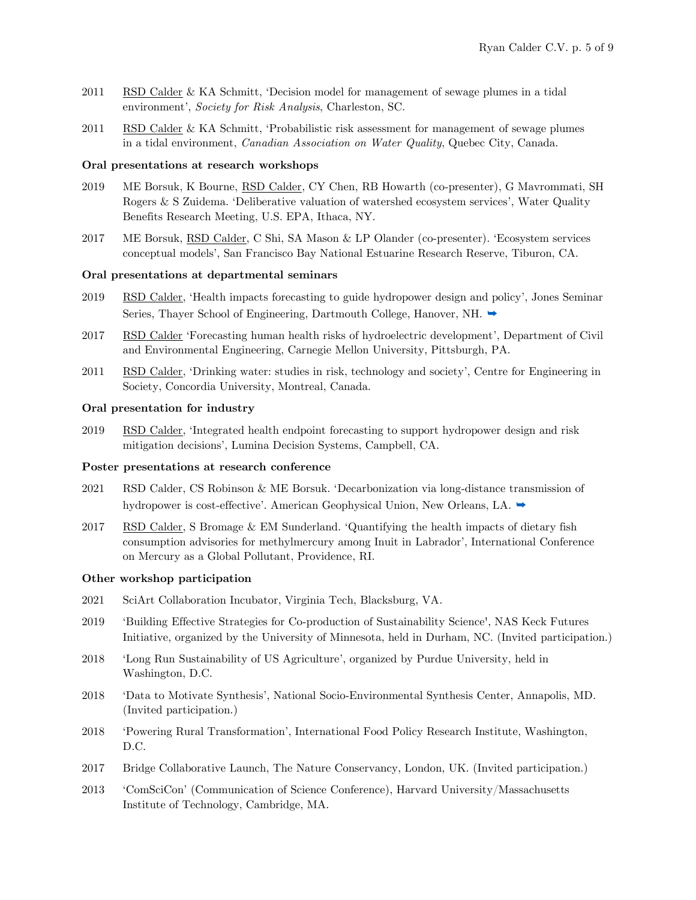2011 RSD Calder & KA Schmitt, 'Decision model for management of sewage plumes in a tidal environment', *Society for Risk Analysis*, Charleston, SC.

2011 RSD Calder & KA Schmitt, 'Probabilistic risk assessment for management of sewage plumes in a tidal environment, *Canadian Association on Water Quality*, Quebec City, Canada.

**Oral presentations at research workshops**

2019 ME Borsuk, K Bourne, RSD Calder, CY Chen, RB Howarth (co-presenter), G Mavrommati, SH Rogers & S Zuidema. 'Deliberative valuation of watershed ecosystem services', Water Quality Benefits Research Meeting, U.S. EPA, Ithaca, NY.

2017 ME Borsuk, RSD Calder, C Shi, SA Mason & LP Olander (co-presenter). 'Ecosystem services conceptual models', San Francisco Bay National Estuarine Research Reserve, Tiburon, CA.

**Oral presentations at departmental seminars**

2019 RSD Calder, 'Health impacts forecasting to guide hydropower design and policy', Jones Seminar Series, Thayer School of Engineering, Dartmouth College, Hanover, NH. ➡

2017 RSD Calder 'Forecasting human health risks of hydroelectric development', Department of Civil and Environmental Engineering, Carnegie Mellon University, Pittsburgh, PA.

2011 RSD Calder, 'Drinking water: studies in risk, technology and society', Centre for Engineering in Society, Concordia University, Montreal, Canada.

**Oral presentation for industry**

2019 RSD Calder, 'Integrated health endpoint forecasting to support hydropower design and risk mitigation decisions', Lumina Decision Systems, Campbell, CA.

**Poster presentations at research conference**

2021 RSD Calder, CS Robinson & ME Borsuk. 'Decarbonization via long-distance transmission of hydropower is cost-effective'. American Geophysical Union, New Orleans, LA. ➡

2017 RSD Calder, S Bromage & EM Sunderland. 'Quantifying the health impacts of dietary fish consumption advisories for methylmercury among Inuit in Labrador', International Conference on Mercury as a Global Pollutant, Providence, RI.

**Other workshop participation**

2021 SciArt Collaboration Incubator, Virginia Tech, Blacksburg, VA.

2019 'Building Effective Strategies for Co-production of Sustainability Science', NAS Keck Futures Initiative, organized by the University of Minnesota, held in Durham, NC. (Invited participation.)

2018 'Long Run Sustainability of US Agriculture', organized by Purdue University, held in Washington, D.C.

2018 'Data to Motivate Synthesis', National Socio-Environmental Synthesis Center, Annapolis, MD. (Invited participation.)

2018 'Powering Rural Transformation', International Food Policy Research Institute, Washington, D.C.

2017 Bridge Collaborative Launch, The Nature Conservancy, London, UK. (Invited participation.)

2013 'ComSciCon' (Communication of Science Conference), Harvard University/Massachusetts Institute of Technology, Cambridge, MA.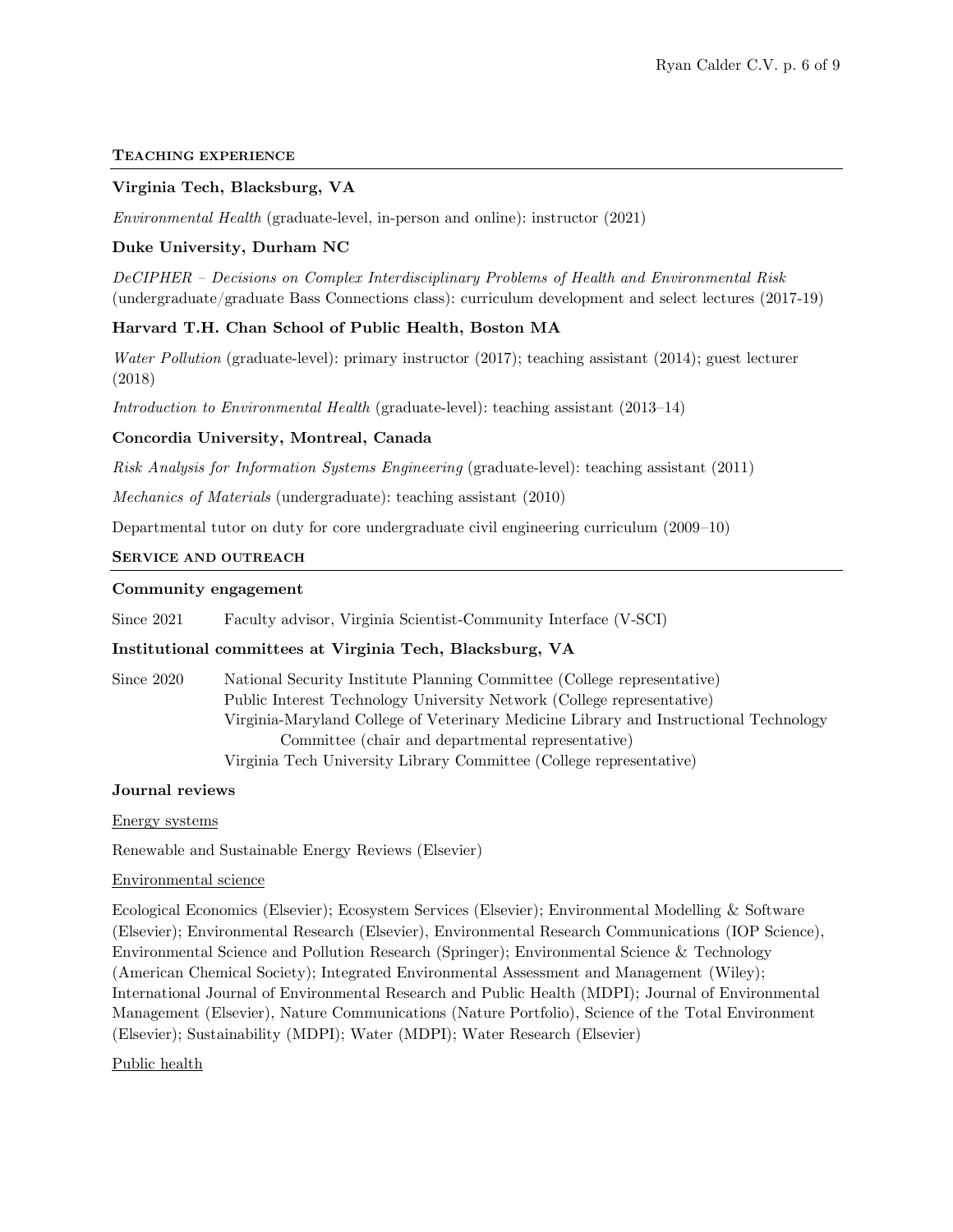## Teaching experience

### Virginia Tech, Blacksburg, VA

*Environmental Health* (graduate-level, in-person and online): instructor (2021)

### Duke University, Durham NC

*DeCIPHER – Decisions on Complex Interdisciplinary Problems of Health and Environmental Risk* (undergraduate/graduate Bass Connections class): curriculum development and select lectures (2017-19)

### Harvard T.H. Chan School of Public Health, Boston MA

*Water Pollution* (graduate-level): primary instructor (2017); teaching assistant (2014); guest lecturer (2018)

*Introduction to Environmental Health* (graduate-level): teaching assistant (2013–14)

### Concordia University, Montreal, Canada

*Risk Analysis for Information Systems Engineering* (graduate-level): teaching assistant (2011)

*Mechanics of Materials* (undergraduate): teaching assistant (2010)

Departmental tutor on duty for core undergraduate civil engineering curriculum (2009–10)

## Service and outreach

### Community engagement

Since 2021 Faculty advisor, Virginia Scientist-Community Interface (V-SCI)

### Institutional committees at Virginia Tech, Blacksburg, VA

Since 2020 National Security Institute Planning Committee (College representative)
Public Interest Technology University Network (College representative)
Virginia-Maryland College of Veterinary Medicine Library and Instructional Technology Committee (chair and departmental representative)
Virginia Tech University Library Committee (College representative)

### Journal reviews

<u>Energy systems</u>

Renewable and Sustainable Energy Reviews (Elsevier)

<u>Environmental science</u>

Ecological Economics (Elsevier); Ecosystem Services (Elsevier); Environmental Modelling & Software (Elsevier); Environmental Research (Elsevier), Environmental Research Communications (IOP Science), Environmental Science and Pollution Research (Springer); Environmental Science & Technology (American Chemical Society); Integrated Environmental Assessment and Management (Wiley); International Journal of Environmental Research and Public Health (MDPI); Journal of Environmental Management (Elsevier), Nature Communications (Nature Portfolio), Science of the Total Environment (Elsevier); Sustainability (MDPI); Water (MDPI); Water Research (Elsevier)

<u>Public health</u>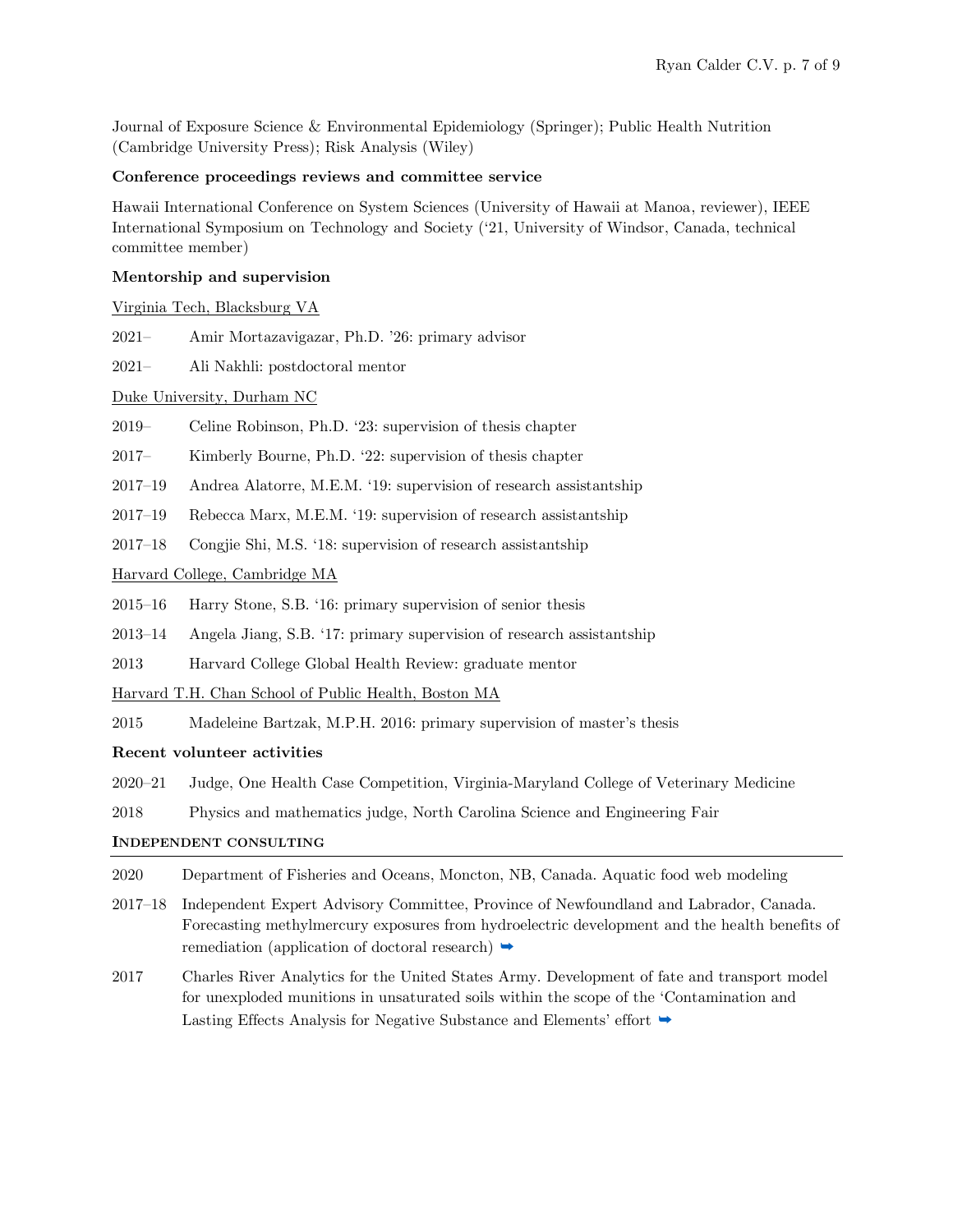Journal of Exposure Science & Environmental Epidemiology (Springer); Public Health Nutrition (Cambridge University Press); Risk Analysis (Wiley)

**Conference proceedings reviews and committee service**

Hawaii International Conference on System Sciences (University of Hawaii at Manoa, reviewer), IEEE International Symposium on Technology and Society ('21, University of Windsor, Canada, technical committee member)

**Mentorship and supervision**

Virginia Tech, Blacksburg VA

2021– Amir Mortazavigazar, Ph.D. '26: primary advisor

2021– Ali Nakhli: postdoctoral mentor

Duke University, Durham NC

2019– Celine Robinson, Ph.D. '23: supervision of thesis chapter

2017– Kimberly Bourne, Ph.D. '22: supervision of thesis chapter

2017–19 Andrea Alatorre, M.E.M. '19: supervision of research assistantship

2017–19 Rebecca Marx, M.E.M. '19: supervision of research assistantship

2017–18 Congjie Shi, M.S. '18: supervision of research assistantship

Harvard College, Cambridge MA

2015–16 Harry Stone, S.B. '16: primary supervision of senior thesis

2013–14 Angela Jiang, S.B. '17: primary supervision of research assistantship

2013 Harvard College Global Health Review: graduate mentor

Harvard T.H. Chan School of Public Health, Boston MA

2015 Madeleine Bartzak, M.P.H. 2016: primary supervision of master's thesis

**Recent volunteer activities**

2020–21 Judge, One Health Case Competition, Virginia-Maryland College of Veterinary Medicine

2018 Physics and mathematics judge, North Carolina Science and Engineering Fair

## Independent consulting

2020 Department of Fisheries and Oceans, Moncton, NB, Canada. Aquatic food web modeling

2017–18 Independent Expert Advisory Committee, Province of Newfoundland and Labrador, Canada. Forecasting methylmercury exposures from hydroelectric development and the health benefits of remediation (application of doctoral research) ➥

2017 Charles River Analytics for the United States Army. Development of fate and transport model for unexploded munitions in unsaturated soils within the scope of the 'Contamination and Lasting Effects Analysis for Negative Substance and Elements' effort ➥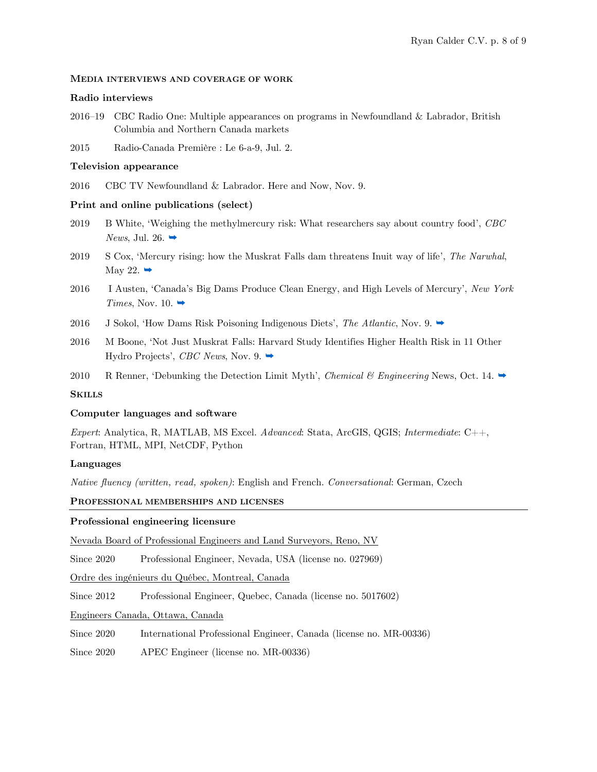## Media interviews and coverage of work

### Radio interviews

2016–19 CBC Radio One: Multiple appearances on programs in Newfoundland & Labrador, British Columbia and Northern Canada markets

2015 Radio-Canada Première : Le 6-a-9, Jul. 2.

### Television appearance

2016 CBC TV Newfoundland & Labrador. Here and Now, Nov. 9.

### Print and online publications (select)

2019 B White, 'Weighing the methylmercury risk: What researchers say about country food', *CBC News*, Jul. 26. ➡

2019 S Cox, 'Mercury rising: how the Muskrat Falls dam threatens Inuit way of life', *The Narwhal*, May 22. ➡

2016 I Austen, 'Canada's Big Dams Produce Clean Energy, and High Levels of Mercury', *New York Times*, Nov. 10. ➡

2016 J Sokol, 'How Dams Risk Poisoning Indigenous Diets', *The Atlantic*, Nov. 9. ➡

2016 M Boone, 'Not Just Muskrat Falls: Harvard Study Identifies Higher Health Risk in 11 Other Hydro Projects', *CBC News*, Nov. 9. ➡

2010 R Renner, 'Debunking the Detection Limit Myth', *Chemical & Engineering* News, Oct. 14. ➡

## Skills

### Computer languages and software

*Expert*: Analytica, R, MATLAB, MS Excel. *Advanced*: Stata, ArcGIS, QGIS; *Intermediate*: C++, Fortran, HTML, MPI, NetCDF, Python

### Languages

*Native fluency (written, read, spoken)*: English and French. *Conversational*: German, Czech

## Professional memberships and licenses

### Professional engineering licensure

Nevada Board of Professional Engineers and Land Surveyors, Reno, NV

Since 2020 Professional Engineer, Nevada, USA (license no. 027969)

Ordre des ingénieurs du Québec, Montreal, Canada

Since 2012 Professional Engineer, Quebec, Canada (license no. 5017602)

Engineers Canada, Ottawa, Canada

Since 2020 International Professional Engineer, Canada (license no. MR-00336)

Since 2020 APEC Engineer (license no. MR-00336)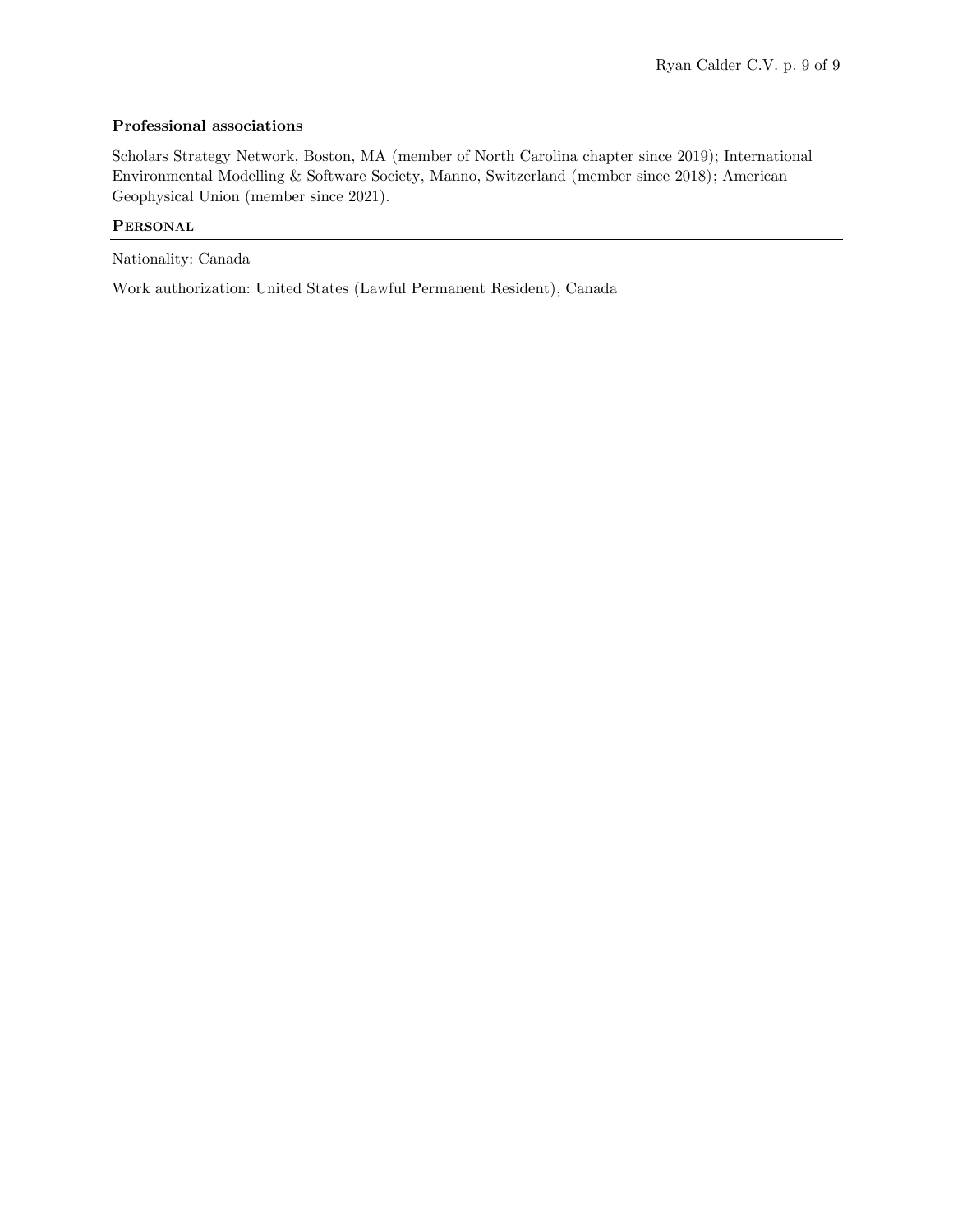**Professional associations**

Scholars Strategy Network, Boston, MA (member of North Carolina chapter since 2019); International Environmental Modelling & Software Society, Manno, Switzerland (member since 2018); American Geophysical Union (member since 2021).

## Personal

Nationality: Canada

Work authorization: United States (Lawful Permanent Resident), Canada